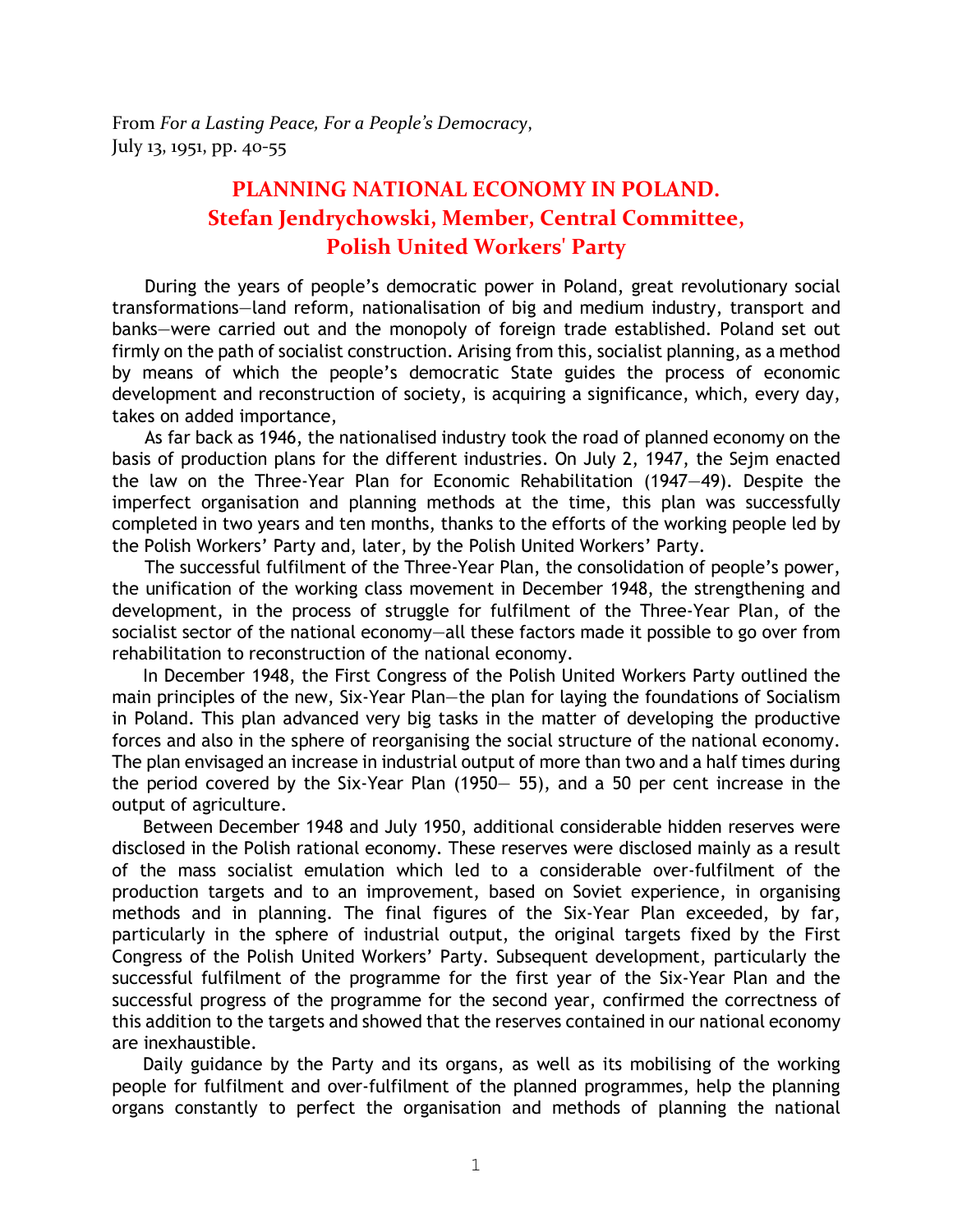From *For a Lasting Peace, For a People's Democracy*,
July 13, 1951, pp. 40-55

# PLANNING NATIONAL ECONOMY IN POLAND.
## Stefan Jendrychowski, Member, Central Committee, Polish United Workers' Party

During the years of people's democratic power in Poland, great revolutionary social transformations—land reform, nationalisation of big and medium industry, transport and banks—were carried out and the monopoly of foreign trade established. Poland set out firmly on the path of socialist construction. Arising from this, socialist planning, as a method by means of which the people's democratic State guides the process of economic development and reconstruction of society, is acquiring a significance, which, every day, takes on added importance,

As far back as 1946, the nationalised industry took the road of planned economy on the basis of production plans for the different industries. On July 2, 1947, the Sejm enacted the law on the Three-Year Plan for Economic Rehabilitation (1947—49). Despite the imperfect organisation and planning methods at the time, this plan was successfully completed in two years and ten months, thanks to the efforts of the working people led by the Polish Workers' Party and, later, by the Polish United Workers' Party.

The successful fulfilment of the Three-Year Plan, the consolidation of people's power, the unification of the working class movement in December 1948, the strengthening and development, in the process of struggle for fulfilment of the Three-Year Plan, of the socialist sector of the national economy—all these factors made it possible to go over from rehabilitation to reconstruction of the national economy.

In December 1948, the First Congress of the Polish United Workers Party outlined the main principles of the new, Six-Year Plan—the plan for laying the foundations of Socialism in Poland. This plan advanced very big tasks in the matter of developing the productive forces and also in the sphere of reorganising the social structure of the national economy. The plan envisaged an increase in industrial output of more than two and a half times during the period covered by the Six-Year Plan (1950— 55), and a 50 per cent increase in the output of agriculture.

Between December 1948 and July 1950, additional considerable hidden reserves were disclosed in the Polish rational economy. These reserves were disclosed mainly as a result of the mass socialist emulation which led to a considerable over-fulfilment of the production targets and to an improvement, based on Soviet experience, in organising methods and in planning. The final figures of the Six-Year Plan exceeded, by far, particularly in the sphere of industrial output, the original targets fixed by the First Congress of the Polish United Workers' Party. Subsequent development, particularly the successful fulfilment of the programme for the first year of the Six-Year Plan and the successful progress of the programme for the second year, confirmed the correctness of this addition to the targets and showed that the reserves contained in our national economy are inexhaustible.

Daily guidance by the Party and its organs, as well as its mobilising of the working people for fulfilment and over-fulfilment of the planned programmes, help the planning organs constantly to perfect the organisation and methods of planning the national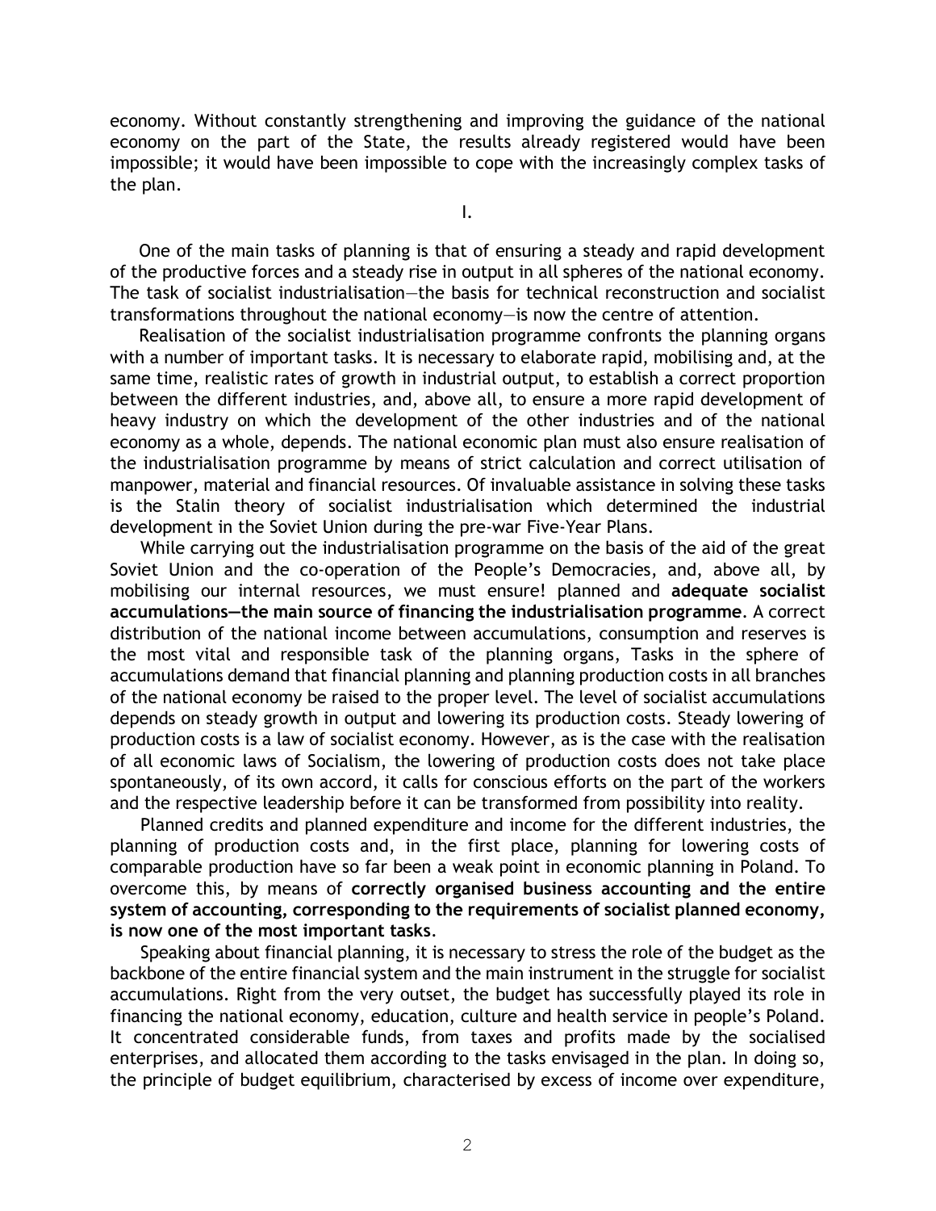economy. Without constantly strengthening and improving the guidance of the national economy on the part of the State, the results already registered would have been impossible; it would have been impossible to cope with the increasingly complex tasks of the plan.

I.

One of the main tasks of planning is that of ensuring a steady and rapid development of the productive forces and a steady rise in output in all spheres of the national economy. The task of socialist industrialisation—the basis for technical reconstruction and socialist transformations throughout the national economy—is now the centre of attention.

Realisation of the socialist industrialisation programme confronts the planning organs with a number of important tasks. It is necessary to elaborate rapid, mobilising and, at the same time, realistic rates of growth in industrial output, to establish a correct proportion between the different industries, and, above all, to ensure a more rapid development of heavy industry on which the development of the other industries and of the national economy as a whole, depends. The national economic plan must also ensure realisation of the industrialisation programme by means of strict calculation and correct utilisation of manpower, material and financial resources. Of invaluable assistance in solving these tasks is the Stalin theory of socialist industrialisation which determined the industrial development in the Soviet Union during the pre-war Five-Year Plans.

While carrying out the industrialisation programme on the basis of the aid of the great Soviet Union and the co-operation of the People's Democracies, and, above all, by mobilising our internal resources, we must ensure! planned and **adequate socialist accumulations—the main source of financing the industrialisation programme**. A correct distribution of the national income between accumulations, consumption and reserves is the most vital and responsible task of the planning organs, Tasks in the sphere of accumulations demand that financial planning and planning production costs in all branches of the national economy be raised to the proper level. The level of socialist accumulations depends on steady growth in output and lowering its production costs. Steady lowering of production costs is a law of socialist economy. However, as is the case with the realisation of all economic laws of Socialism, the lowering of production costs does not take place spontaneously, of its own accord, it calls for conscious efforts on the part of the workers and the respective leadership before it can be transformed from possibility into reality.

Planned credits and planned expenditure and income for the different industries, the planning of production costs and, in the first place, planning for lowering costs of comparable production have so far been a weak point in economic planning in Poland. To overcome this, by means of **correctly organised business accounting and the entire system of accounting, corresponding to the requirements of socialist planned economy, is now one of the most important tasks**.

Speaking about financial planning, it is necessary to stress the role of the budget as the backbone of the entire financial system and the main instrument in the struggle for socialist accumulations. Right from the very outset, the budget has successfully played its role in financing the national economy, education, culture and health service in people's Poland. It concentrated considerable funds, from taxes and profits made by the socialised enterprises, and allocated them according to the tasks envisaged in the plan. In doing so, the principle of budget equilibrium, characterised by excess of income over expenditure,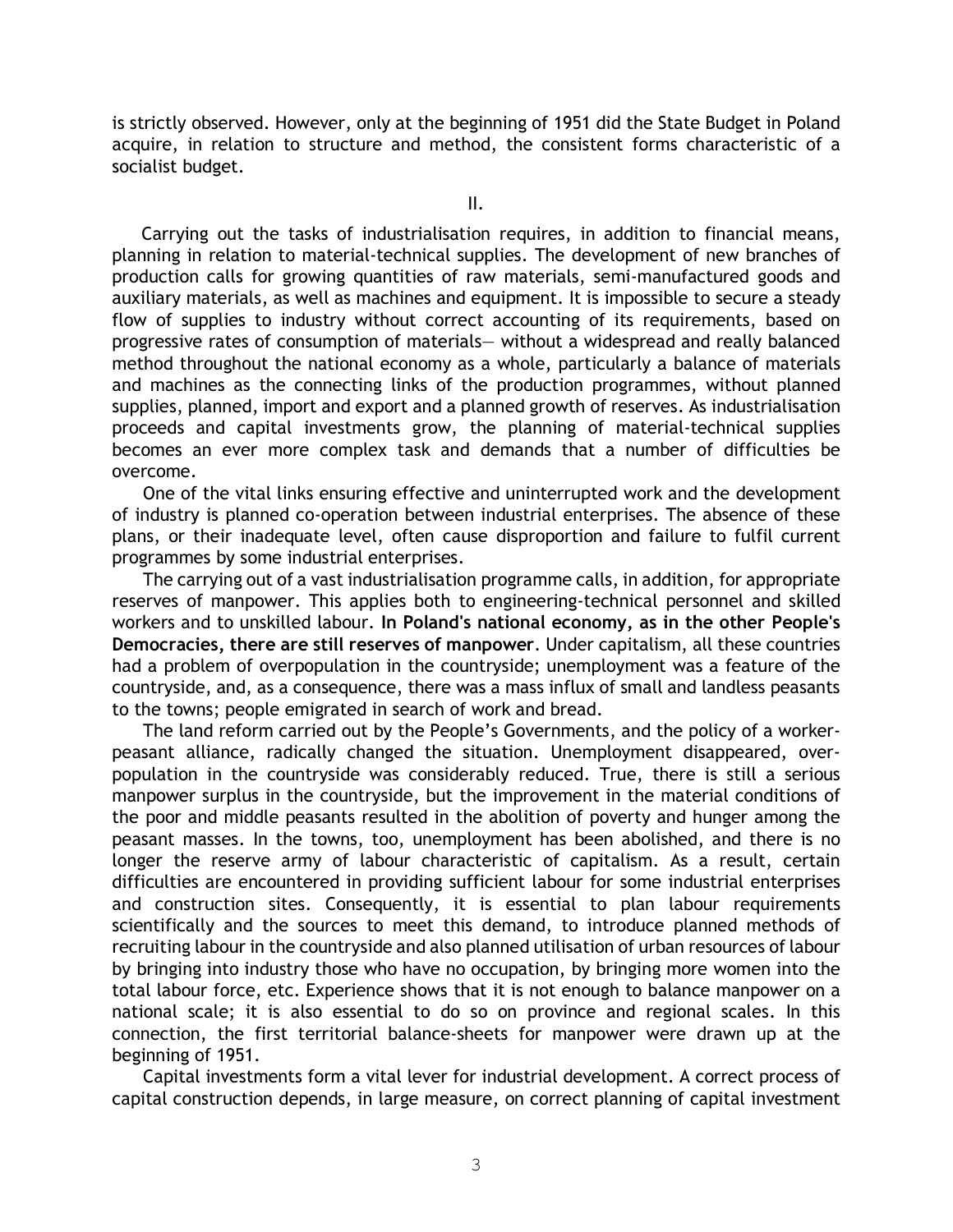is strictly observed. However, only at the beginning of 1951 did the State Budget in Poland acquire, in relation to structure and method, the consistent forms characteristic of a socialist budget.

## II.

Carrying out the tasks of industrialisation requires, in addition to financial means, planning in relation to material-technical supplies. The development of new branches of production calls for growing quantities of raw materials, semi-manufactured goods and auxiliary materials, as well as machines and equipment. It is impossible to secure a steady flow of supplies to industry without correct accounting of its requirements, based on progressive rates of consumption of materials— without a widespread and really balanced method throughout the national economy as a whole, particularly a balance of materials and machines as the connecting links of the production programmes, without planned supplies, planned, import and export and a planned growth of reserves. As industrialisation proceeds and capital investments grow, the planning of material-technical supplies becomes an ever more complex task and demands that a number of difficulties be overcome.

One of the vital links ensuring effective and uninterrupted work and the development of industry is planned co-operation between industrial enterprises. The absence of these plans, or their inadequate level, often cause disproportion and failure to fulfil current programmes by some industrial enterprises.

The carrying out of a vast industrialisation programme calls, in addition, for appropriate reserves of manpower. This applies both to engineering-technical personnel and skilled workers and to unskilled labour. **In Poland's national economy, as in the other People's Democracies, there are still reserves of manpower**. Under capitalism, all these countries had a problem of overpopulation in the countryside; unemployment was a feature of the countryside, and, as a consequence, there was a mass influx of small and landless peasants to the towns; people emigrated in search of work and bread.

The land reform carried out by the People's Governments, and the policy of a worker-peasant alliance, radically changed the situation. Unemployment disappeared, over-population in the countryside was considerably reduced. True, there is still a serious manpower surplus in the countryside, but the improvement in the material conditions of the poor and middle peasants resulted in the abolition of poverty and hunger among the peasant masses. In the towns, too, unemployment has been abolished, and there is no longer the reserve army of labour characteristic of capitalism. As a result, certain difficulties are encountered in providing sufficient labour for some industrial enterprises and construction sites. Consequently, it is essential to plan labour requirements scientifically and the sources to meet this demand, to introduce planned methods of recruiting labour in the countryside and also planned utilisation of urban resources of labour by bringing into industry those who have no occupation, by bringing more women into the total labour force, etc. Experience shows that it is not enough to balance manpower on a national scale; it is also essential to do so on province and regional scales. In this connection, the first territorial balance-sheets for manpower were drawn up at the beginning of 1951.

Capital investments form a vital lever for industrial development. A correct process of capital construction depends, in large measure, on correct planning of capital investment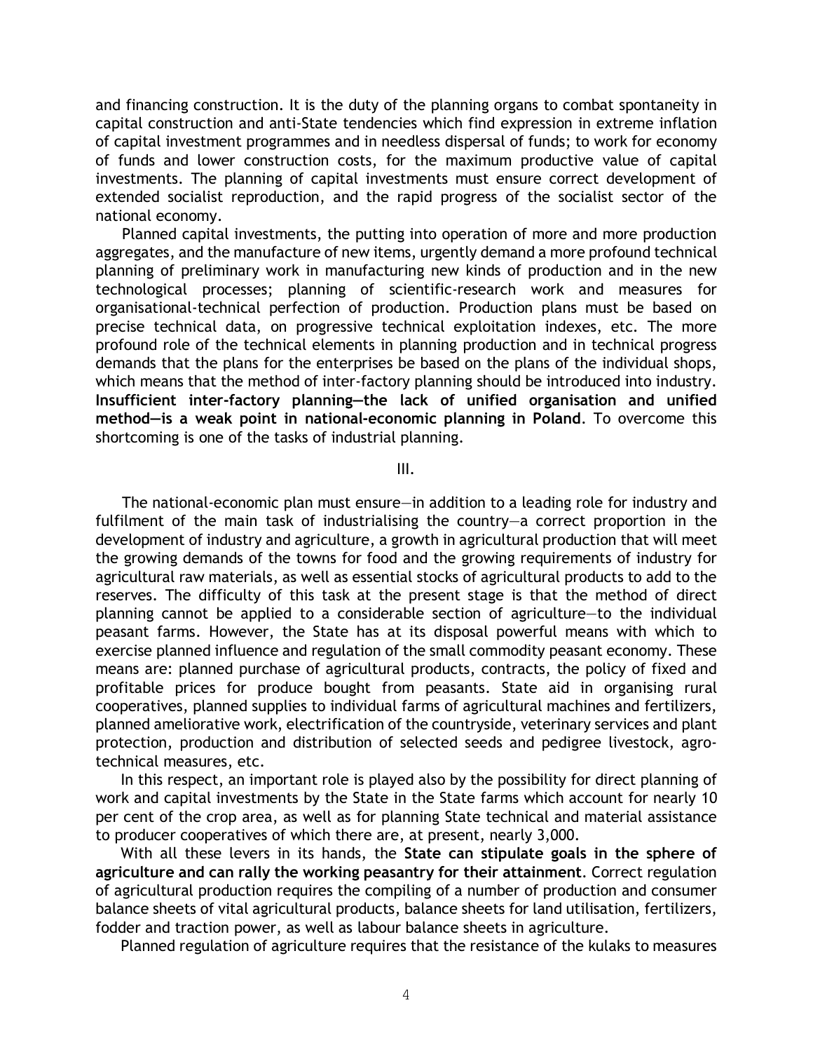and financing construction. It is the duty of the planning organs to combat spontaneity in capital construction and anti-State tendencies which find expression in extreme inflation of capital investment programmes and in needless dispersal of funds; to work for economy of funds and lower construction costs, for the maximum productive value of capital investments. The planning of capital investments must ensure correct development of extended socialist reproduction, and the rapid progress of the socialist sector of the national economy.

Planned capital investments, the putting into operation of more and more production aggregates, and the manufacture of new items, urgently demand a more profound technical planning of preliminary work in manufacturing new kinds of production and in the new technological processes; planning of scientific-research work and measures for organisational-technical perfection of production. Production plans must be based on precise technical data, on progressive technical exploitation indexes, etc. The more profound role of the technical elements in planning production and in technical progress demands that the plans for the enterprises be based on the plans of the individual shops, which means that the method of inter-factory planning should be introduced into industry. **Insufficient inter-factory planning—the lack of unified organisation and unified method—is a weak point in national-economic planning in Poland**. To overcome this shortcoming is one of the tasks of industrial planning.

III.

The national-economic plan must ensure—in addition to a leading role for industry and fulfilment of the main task of industrialising the country—a correct proportion in the development of industry and agriculture, a growth in agricultural production that will meet the growing demands of the towns for food and the growing requirements of industry for agricultural raw materials, as well as essential stocks of agricultural products to add to the reserves. The difficulty of this task at the present stage is that the method of direct planning cannot be applied to a considerable section of agriculture—to the individual peasant farms. However, the State has at its disposal powerful means with which to exercise planned influence and regulation of the small commodity peasant economy. These means are: planned purchase of agricultural products, contracts, the policy of fixed and profitable prices for produce bought from peasants. State aid in organising rural cooperatives, planned supplies to individual farms of agricultural machines and fertilizers, planned ameliorative work, electrification of the countryside, veterinary services and plant protection, production and distribution of selected seeds and pedigree livestock, agro-technical measures, etc.

In this respect, an important role is played also by the possibility for direct planning of work and capital investments by the State in the State farms which account for nearly 10 per cent of the crop area, as well as for planning State technical and material assistance to producer cooperatives of which there are, at present, nearly 3,000.

With all these levers in its hands, the **State can stipulate goals in the sphere of agriculture and can rally the working peasantry for their attainment**. Correct regulation of agricultural production requires the compiling of a number of production and consumer balance sheets of vital agricultural products, balance sheets for land utilisation, fertilizers, fodder and traction power, as well as labour balance sheets in agriculture.

Planned regulation of agriculture requires that the resistance of the kulaks to measures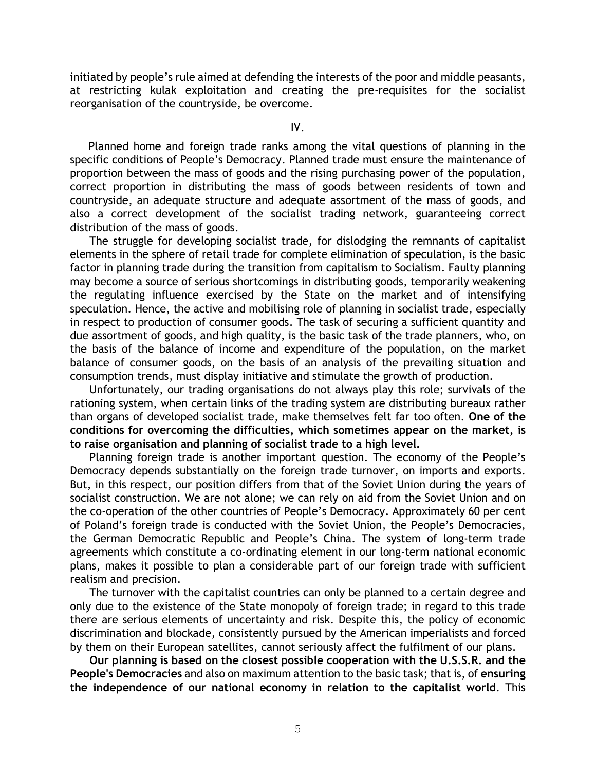initiated by people's rule aimed at defending the interests of the poor and middle peasants, at restricting kulak exploitation and creating the pre-requisites for the socialist reorganisation of the countryside, be overcome.

IV.

Planned home and foreign trade ranks among the vital questions of planning in the specific conditions of People's Democracy. Planned trade must ensure the maintenance of proportion between the mass of goods and the rising purchasing power of the population, correct proportion in distributing the mass of goods between residents of town and countryside, an adequate structure and adequate assortment of the mass of goods, and also a correct development of the socialist trading network, guaranteeing correct distribution of the mass of goods.

The struggle for developing socialist trade, for dislodging the remnants of capitalist elements in the sphere of retail trade for complete elimination of speculation, is the basic factor in planning trade during the transition from capitalism to Socialism. Faulty planning may become a source of serious shortcomings in distributing goods, temporarily weakening the regulating influence exercised by the State on the market and of intensifying speculation. Hence, the active and mobilising role of planning in socialist trade, especially in respect to production of consumer goods. The task of securing a sufficient quantity and due assortment of goods, and high quality, is the basic task of the trade planners, who, on the basis of the balance of income and expenditure of the population, on the market balance of consumer goods, on the basis of an analysis of the prevailing situation and consumption trends, must display initiative and stimulate the growth of production.

Unfortunately, our trading organisations do not always play this role; survivals of the rationing system, when certain links of the trading system are distributing bureaux rather than organs of developed socialist trade, make themselves felt far too often. **One of the conditions for overcoming the difficulties, which sometimes appear on the market, is to raise organisation and planning of socialist trade to a high level.**

Planning foreign trade is another important question. The economy of the People's Democracy depends substantially on the foreign trade turnover, on imports and exports. But, in this respect, our position differs from that of the Soviet Union during the years of socialist construction. We are not alone; we can rely on aid from the Soviet Union and on the co-operation of the other countries of People's Democracy. Approximately 60 per cent of Poland's foreign trade is conducted with the Soviet Union, the People's Democracies, the German Democratic Republic and People's China. The system of long-term trade agreements which constitute a co-ordinating element in our long-term national economic plans, makes it possible to plan a considerable part of our foreign trade with sufficient realism and precision.

The turnover with the capitalist countries can only be planned to a certain degree and only due to the existence of the State monopoly of foreign trade; in regard to this trade there are serious elements of uncertainty and risk. Despite this, the policy of economic discrimination and blockade, consistently pursued by the American imperialists and forced by them on their European satellites, cannot seriously affect the fulfilment of our plans.

**Our planning is based on the closest possible cooperation with the U.S.S.R. and the People's Democracies** and also on maximum attention to the basic task; that is, of **ensuring the independence of our national economy in relation to the capitalist world**. This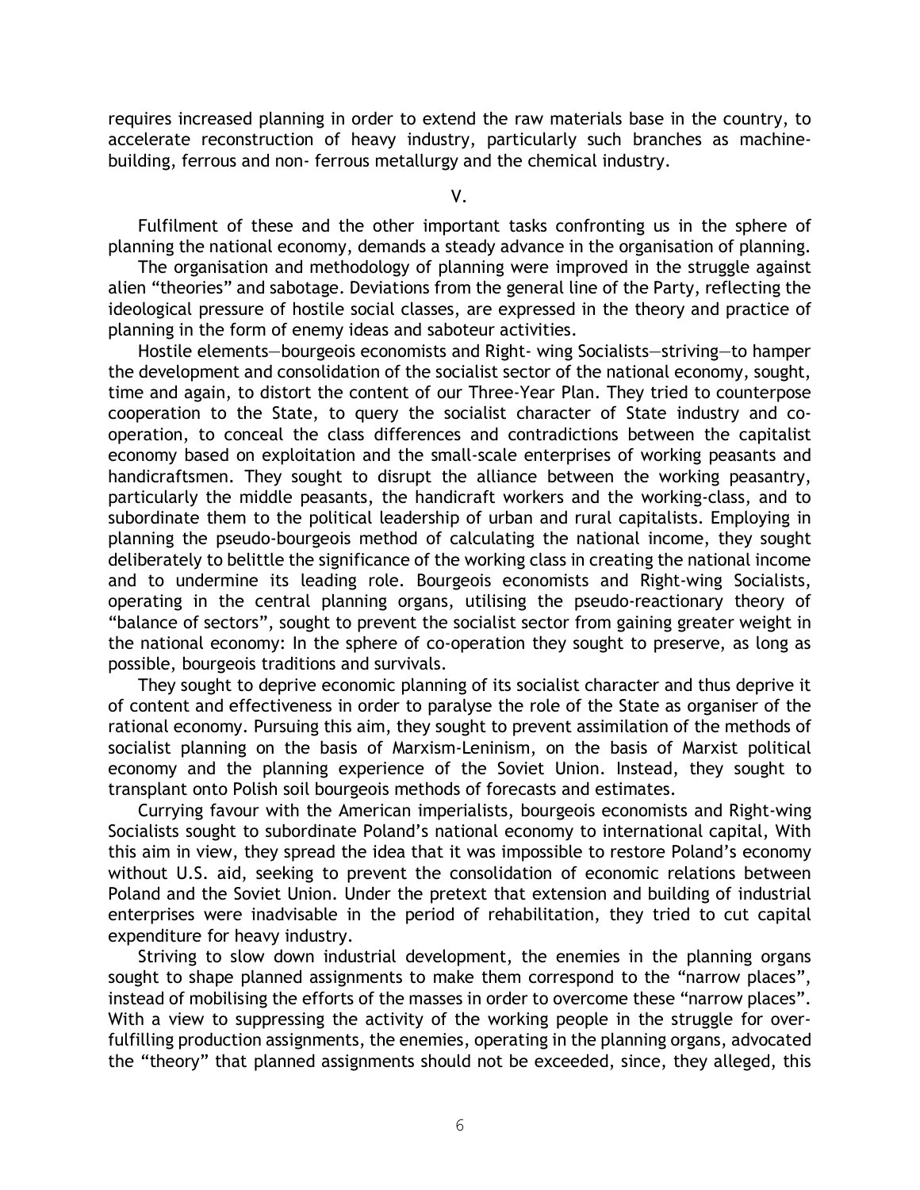requires increased planning in order to extend the raw materials base in the country, to accelerate reconstruction of heavy industry, particularly such branches as machine-building, ferrous and non- ferrous metallurgy and the chemical industry.

## V.

Fulfilment of these and the other important tasks confronting us in the sphere of planning the national economy, demands a steady advance in the organisation of planning.

The organisation and methodology of planning were improved in the struggle against alien "theories" and sabotage. Deviations from the general line of the Party, reflecting the ideological pressure of hostile social classes, are expressed in the theory and practice of planning in the form of enemy ideas and saboteur activities.

Hostile elements—bourgeois economists and Right- wing Socialists—striving—to hamper the development and consolidation of the socialist sector of the national economy, sought, time and again, to distort the content of our Three-Year Plan. They tried to counterpose cooperation to the State, to query the socialist character of State industry and co-operation, to conceal the class differences and contradictions between the capitalist economy based on exploitation and the small-scale enterprises of working peasants and handicraftsmen. They sought to disrupt the alliance between the working peasantry, particularly the middle peasants, the handicraft workers and the working-class, and to subordinate them to the political leadership of urban and rural capitalists. Employing in planning the pseudo-bourgeois method of calculating the national income, they sought deliberately to belittle the significance of the working class in creating the national income and to undermine its leading role. Bourgeois economists and Right-wing Socialists, operating in the central planning organs, utilising the pseudo-reactionary theory of "balance of sectors", sought to prevent the socialist sector from gaining greater weight in the national economy: In the sphere of co-operation they sought to preserve, as long as possible, bourgeois traditions and survivals.

They sought to deprive economic planning of its socialist character and thus deprive it of content and effectiveness in order to paralyse the role of the State as organiser of the rational economy. Pursuing this aim, they sought to prevent assimilation of the methods of socialist planning on the basis of Marxism-Leninism, on the basis of Marxist political economy and the planning experience of the Soviet Union. Instead, they sought to transplant onto Polish soil bourgeois methods of forecasts and estimates.

Currying favour with the American imperialists, bourgeois economists and Right-wing Socialists sought to subordinate Poland's national economy to international capital, With this aim in view, they spread the idea that it was impossible to restore Poland's economy without U.S. aid, seeking to prevent the consolidation of economic relations between Poland and the Soviet Union. Under the pretext that extension and building of industrial enterprises were inadvisable in the period of rehabilitation, they tried to cut capital expenditure for heavy industry.

Striving to slow down industrial development, the enemies in the planning organs sought to shape planned assignments to make them correspond to the "narrow places", instead of mobilising the efforts of the masses in order to overcome these "narrow places". With a view to suppressing the activity of the working people in the struggle for over-fulfilling production assignments, the enemies, operating in the planning organs, advocated the "theory" that planned assignments should not be exceeded, since, they alleged, this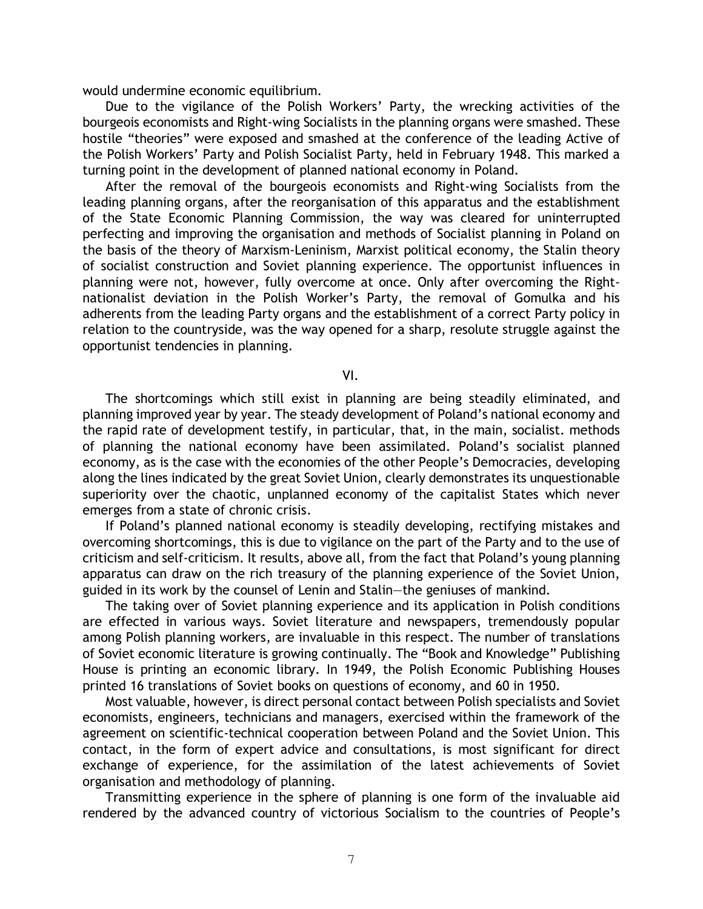would undermine economic equilibrium.

Due to the vigilance of the Polish Workers' Party, the wrecking activities of the bourgeois economists and Right-wing Socialists in the planning organs were smashed. These hostile "theories" were exposed and smashed at the conference of the leading Active of the Polish Workers' Party and Polish Socialist Party, held in February 1948. This marked a turning point in the development of planned national economy in Poland.

After the removal of the bourgeois economists and Right-wing Socialists from the leading planning organs, after the reorganisation of this apparatus and the establishment of the State Economic Planning Commission, the way was cleared for uninterrupted perfecting and improving the organisation and methods of Socialist planning in Poland on the basis of the theory of Marxism-Leninism, Marxist political economy, the Stalin theory of socialist construction and Soviet planning experience. The opportunist influences in planning were not, however, fully overcome at once. Only after overcoming the Right-nationalist deviation in the Polish Worker's Party, the removal of Gomulka and his adherents from the leading Party organs and the establishment of a correct Party policy in relation to the countryside, was the way opened for a sharp, resolute struggle against the opportunist tendencies in planning.

## VI.

The shortcomings which still exist in planning are being steadily eliminated, and planning improved year by year. The steady development of Poland's national economy and the rapid rate of development testify, in particular, that, in the main, socialist. methods of planning the national economy have been assimilated. Poland's socialist planned economy, as is the case with the economies of the other People's Democracies, developing along the lines indicated by the great Soviet Union, clearly demonstrates its unquestionable superiority over the chaotic, unplanned economy of the capitalist States which never emerges from a state of chronic crisis.

If Poland's planned national economy is steadily developing, rectifying mistakes and overcoming shortcomings, this is due to vigilance on the part of the Party and to the use of criticism and self-criticism. It results, above all, from the fact that Poland's young planning apparatus can draw on the rich treasury of the planning experience of the Soviet Union, guided in its work by the counsel of Lenin and Stalin—the geniuses of mankind.

The taking over of Soviet planning experience and its application in Polish conditions are effected in various ways. Soviet literature and newspapers, tremendously popular among Polish planning workers, are invaluable in this respect. The number of translations of Soviet economic literature is growing continually. The "Book and Knowledge" Publishing House is printing an economic library. In 1949, the Polish Economic Publishing Houses printed 16 translations of Soviet books on questions of economy, and 60 in 1950.

Most valuable, however, is direct personal contact between Polish specialists and Soviet economists, engineers, technicians and managers, exercised within the framework of the agreement on scientific-technical cooperation between Poland and the Soviet Union. This contact, in the form of expert advice and consultations, is most significant for direct exchange of experience, for the assimilation of the latest achievements of Soviet organisation and methodology of planning.

Transmitting experience in the sphere of planning is one form of the invaluable aid rendered by the advanced country of victorious Socialism to the countries of People's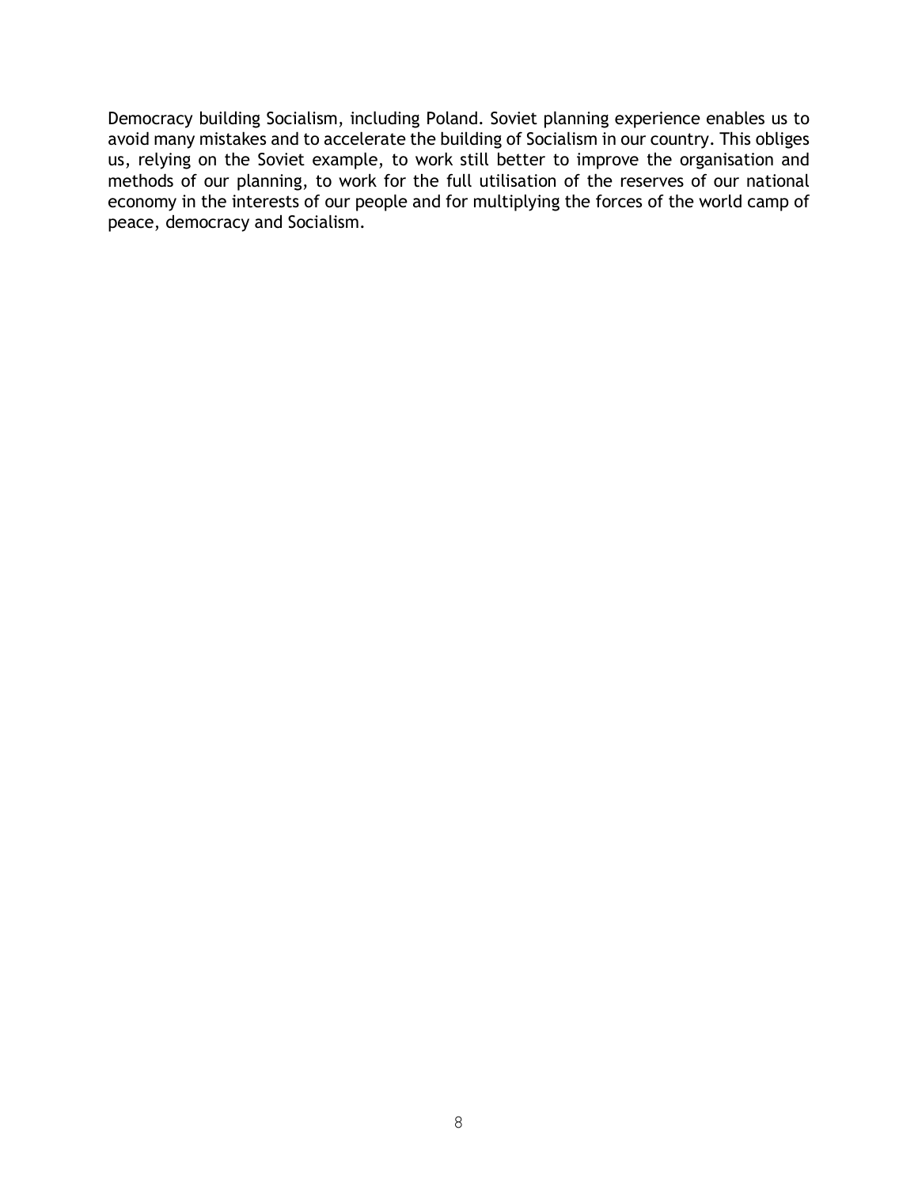Democracy building Socialism, including Poland. Soviet planning experience enables us to avoid many mistakes and to accelerate the building of Socialism in our country. This obliges us, relying on the Soviet example, to work still better to improve the organisation and methods of our planning, to work for the full utilisation of the reserves of our national economy in the interests of our people and for multiplying the forces of the world camp of peace, democracy and Socialism.